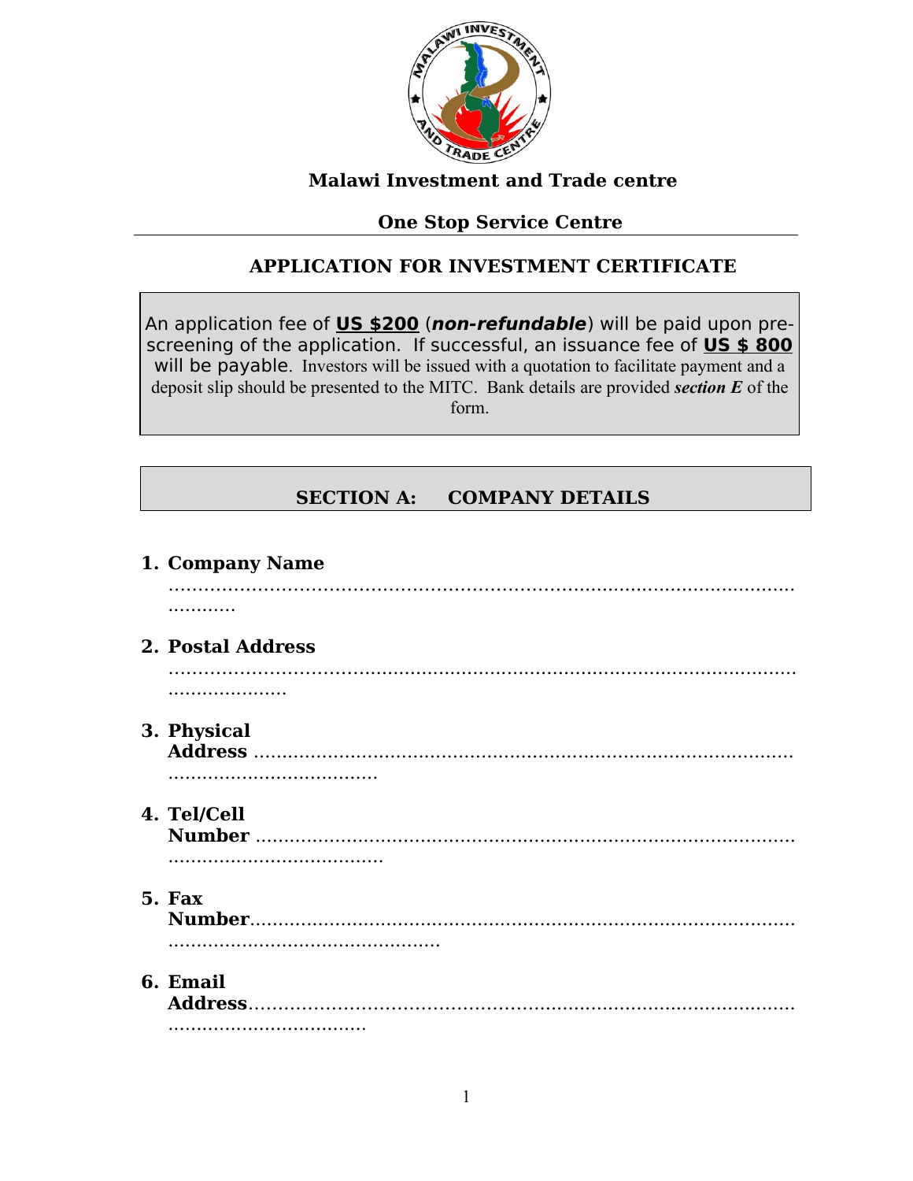**Malawi Investment and Trade centre**

**One Stop Service Centre**

---

## APPLICATION FOR INVESTMENT CERTIFICATE

An application fee of **US $200** (***non-refundable***) will be paid upon pre-screening of the application. If successful, an issuance fee of **US $ 800** will be payable. Investors will be issued with a quotation to facilitate payment and a deposit slip should be presented to the MITC. Bank details are provided ***section E*** of the form.

## SECTION A: COMPANY DETAILS

1. **Company Name** ………………………………………………………………………………………………………

2. **Postal Address** ………………………………………………………………………………………………………

3. **Physical Address** ………………………………………………………………………………………………………

4. **Tel/Cell Number** ………………………………………………………………………………………………………

5. **Fax Number** ………………………………………………………………………………………………………

6. **Email Address** ………………………………………………………………………………………………………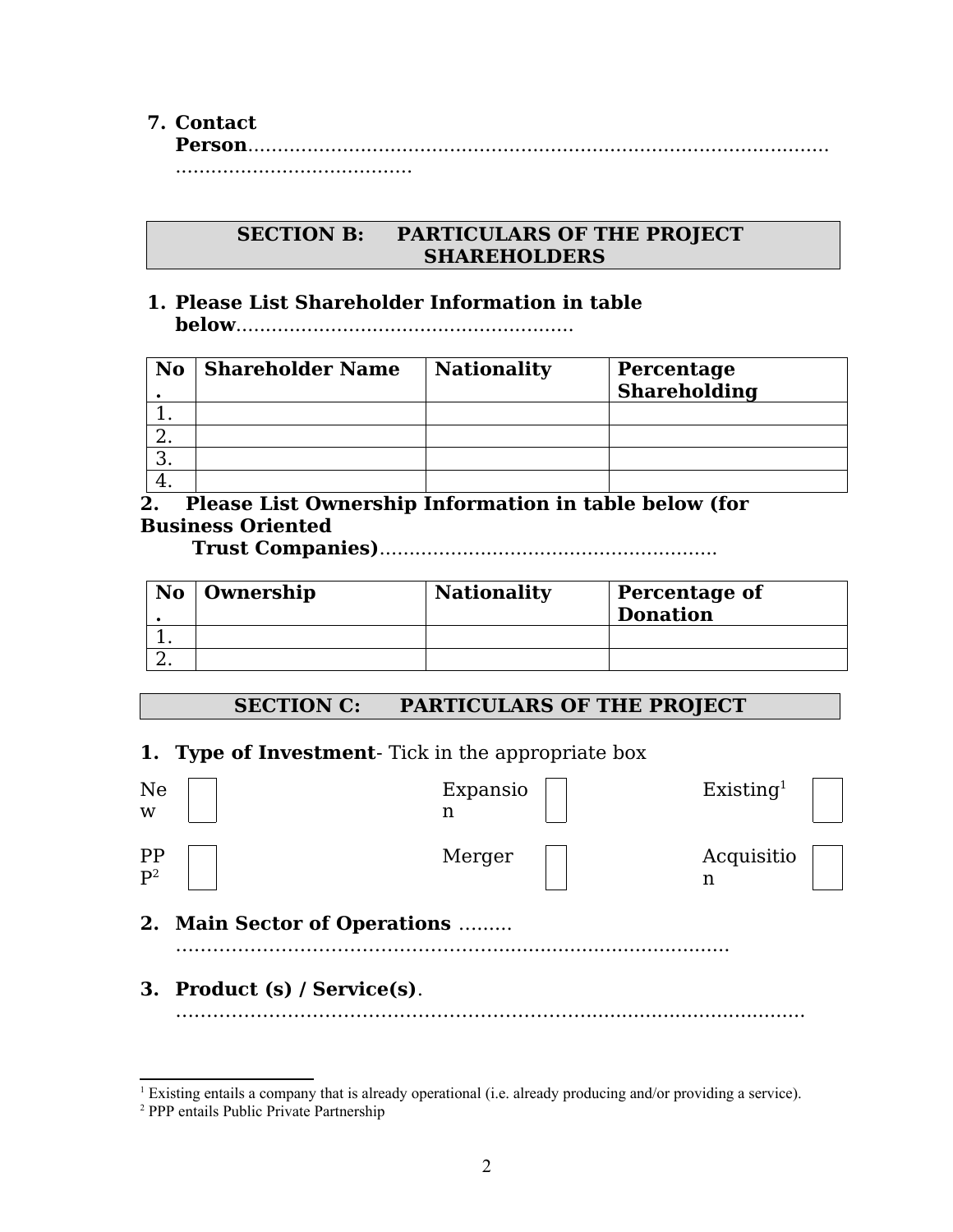7. **Contact Person**.......................................................................................................................................

## SECTION B: PARTICULARS OF THE PROJECT SHAREHOLDERS

1. **Please List Shareholder Information in table below**.........................................................

| No. | Shareholder Name | Nationality | Percentage Shareholding |
|---|---|---|---|
| 1. | | | |
| 2. | | | |
| 3. | | | |
| 4. | | | |

2. **Please List Ownership Information in table below (for Business Oriented Trust Companies)**.........................................................

| No. | Ownership | Nationality | Percentage of Donation |
|---|---|---|---|
| 1. | | | |
| 2. | | | |

## SECTION C: PARTICULARS OF THE PROJECT

1. **Type of Investment**- Tick in the appropriate box

| | | | | | |
|---|---|---|---|---|---|
| New | ☐ | Expansion | ☐ | Existing[1] | ☐ |
| PPP[2] | ☐ | Merger | ☐ | Acquisition | ☐ |

2. **Main Sector of Operations** .........................................................................................................

3. **Product (s) / Service(s)**. ...........................................................................................................

---

[1] Existing entails a company that is already operational (i.e. already producing and/or providing a service).

[2] PPP entails Public Private Partnership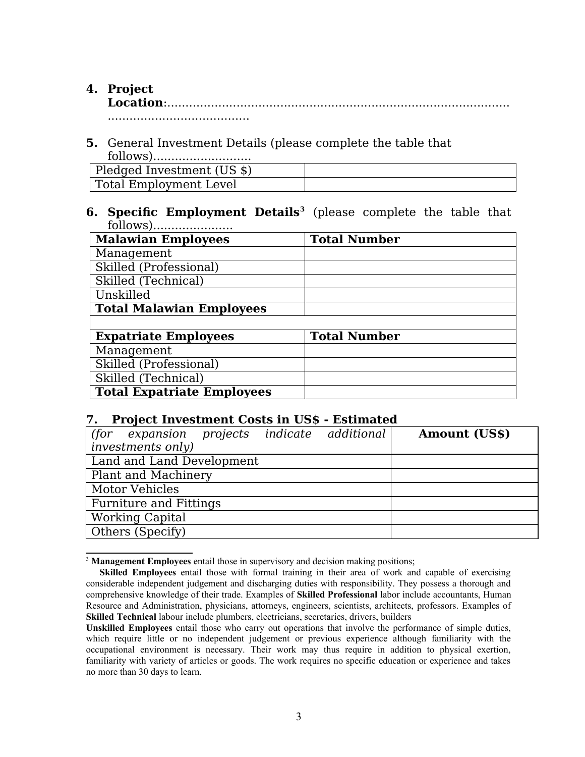4. **Project Location**:.............................................................................................. .......................................

5. General Investment Details (please complete the table that follows)...........................

| Pledged Investment (US $) | |
|---|---|
| Total Employment Level | |

6. **Specific Employment Details**[3] (please complete the table that follows)......................

| **Malawian Employees** | **Total Number** |
|---|---|
| Management | |
| Skilled (Professional) | |
| Skilled (Technical) | |
| Unskilled | |
| **Total Malawian Employees** | |
| | |
| **Expatriate Employees** | **Total Number** |
| Management | |
| Skilled (Professional) | |
| Skilled (Technical) | |
| **Total Expatriate Employees** | |

7. **Project Investment Costs in US$ - Estimated**

| *(for expansion projects indicate additional investments only)* | **Amount (US$)** |
|---|---|
| Land and Land Development | |
| Plant and Machinery | |
| Motor Vehicles | |
| Furniture and Fittings | |
| Working Capital | |
| Others (Specify) | |

---

[3] **Management Employees** entail those in supervisory and decision making positions;

**Skilled Employees** entail those with formal training in their area of work and capable of exercising considerable independent judgement and discharging duties with responsibility. They possess a thorough and comprehensive knowledge of their trade. Examples of **Skilled Professional** labor include accountants, Human Resource and Administration, physicians, attorneys, engineers, scientists, architects, professors. Examples of **Skilled Technical** labour include plumbers, electricians, secretaries, drivers, builders

**Unskilled Employees** entail those who carry out operations that involve the performance of simple duties, which require little or no independent judgement or previous experience although familiarity with the occupational environment is necessary. Their work may thus require in addition to physical exertion, familiarity with variety of articles or goods. The work requires no specific education or experience and takes no more than 30 days to learn.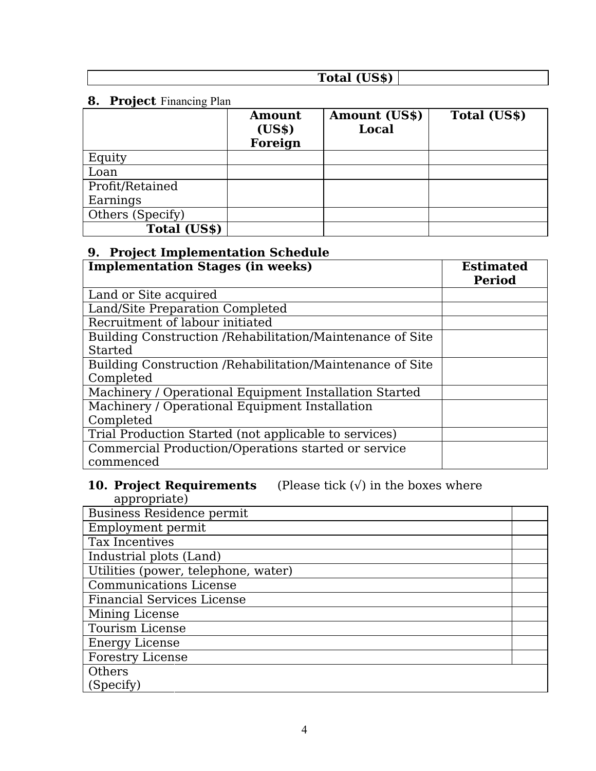| Total (US$) | |
|---|---|

## 8. Project Financing Plan

| | Amount (US$) Foreign | Amount (US$) Local | Total (US$) |
|---|---|---|---|
| Equity | | | |
| Loan | | | |
| Profit/Retained Earnings | | | |
| Others (Specify) | | | |
| **Total (US$)** | | | |

## 9. Project Implementation Schedule

| Implementation Stages (in weeks) | Estimated Period |
|---|---|
| Land or Site acquired | |
| Land/Site Preparation Completed | |
| Recruitment of labour initiated | |
| Building Construction /Rehabilitation/Maintenance of Site Started | |
| Building Construction /Rehabilitation/Maintenance of Site Completed | |
| Machinery / Operational Equipment Installation Started | |
| Machinery / Operational Equipment Installation Completed | |
| Trial Production Started (not applicable to services) | |
| Commercial Production/Operations started or service commenced | |

## 10. Project Requirements (Please tick (√) in the boxes where appropriate)

| | |
|---|---|
| Business Residence permit | |
| Employment permit | |
| Tax Incentives | |
| Industrial plots (Land) | |
| Utilities (power, telephone, water) | |
| Communications License | |
| Financial Services License | |
| Mining License | |
| Tourism License | |
| Energy License | |
| Forestry License | |
| Others (Specify) | |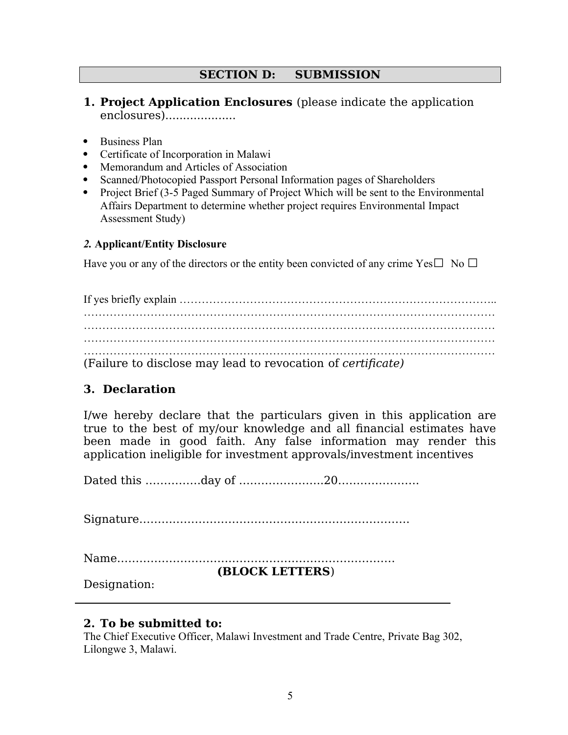## SECTION D: SUBMISSION

1. **Project Application Enclosures** (please indicate the application enclosures)....................

- Business Plan
- Certificate of Incorporation in Malawi
- Memorandum and Articles of Association
- Scanned/Photocopied Passport Personal Information pages of Shareholders
- Project Brief (3-5 Paged Summary of Project Which will be sent to the Environmental Affairs Department to determine whether project requires Environmental Impact Assessment Study)

***2.* Applicant/Entity Disclosure**

Have you or any of the directors or the entity been convicted of any crime Yes☐ No ☐

If yes briefly explain …………………………………………………………………………..
………………………………………………………………………………………………
………………………………………………………………………………………………
………………………………………………………………………………………………
………………………………………………………………………………………………
(Failure to disclose may lead to revocation of *certificate)*

**3. Declaration**

I/we hereby declare that the particulars given in this application are true to the best of my/our knowledge and all financial estimates have been made in good faith. Any false information may render this application ineligible for investment approvals/investment incentives

Dated this ……………day of ……………………20…………………

Signature………………………………………………………………

Name…………………………………………………………………
**(BLOCK LETTERS**)
Designation:

---

2. **To be submitted to:**

The Chief Executive Officer, Malawi Investment and Trade Centre, Private Bag 302, Lilongwe 3, Malawi.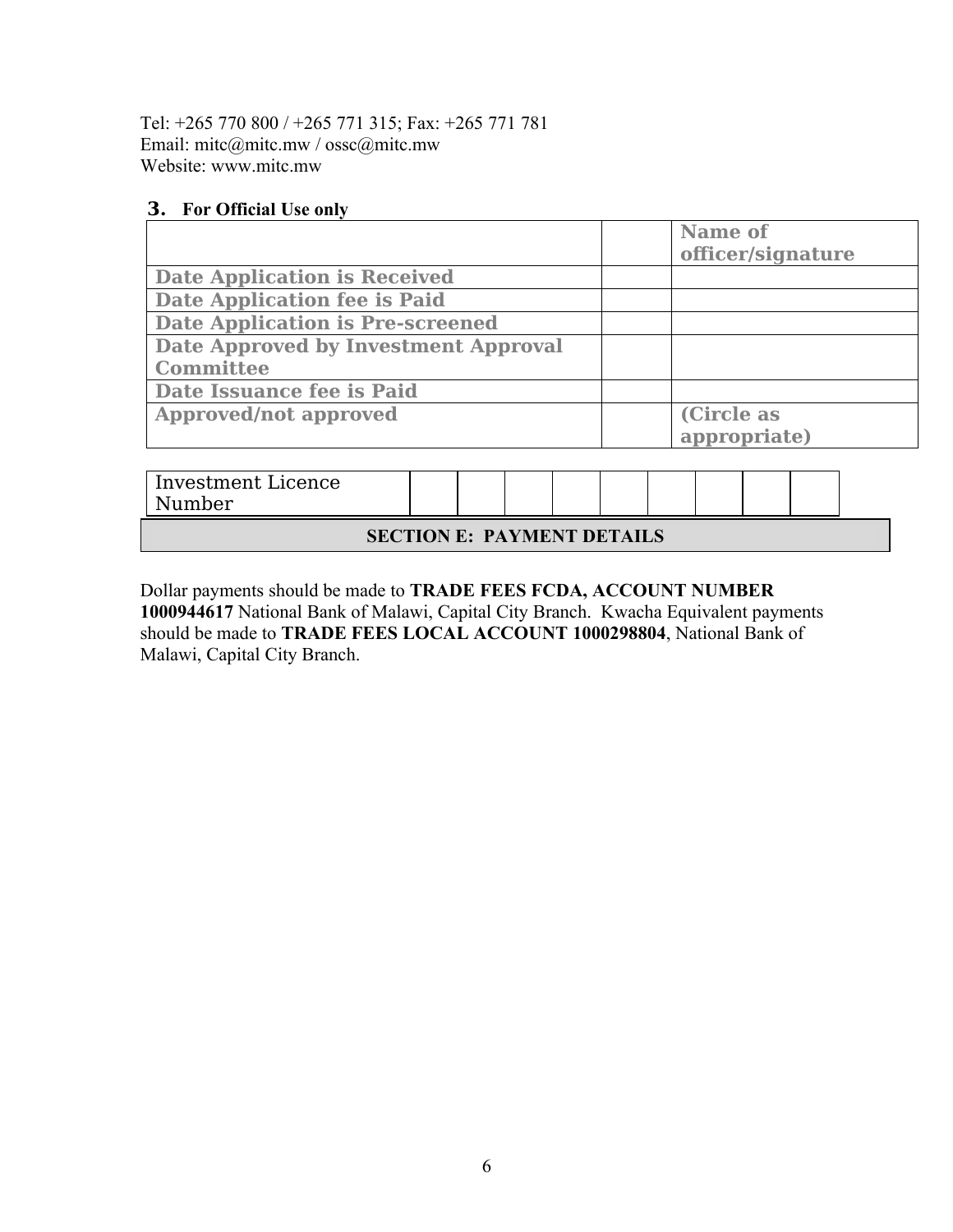Tel: +265 770 800 / +265 771 315; Fax: +265 771 781
Email: mitc@mitc.mw / ossc@mitc.mw
Website: www.mitc.mw

### 3. For Official Use only

| | | Name of officer/signature |
|---|---|---|
| Date Application is Received | | |
| Date Application fee is Paid | | |
| Date Application is Pre-screened | | |
| Date Approved by Investment Approval Committee | | |
| Date Issuance fee is Paid | | |
| Approved/not approved | | (Circle as appropriate) |

| Investment Licence Number | | | | | | | | | |
|---|---|---|---|---|---|---|---|---|---|

## SECTION E: PAYMENT DETAILS

Dollar payments should be made to **TRADE FEES FCDA, ACCOUNT NUMBER 1000944617** National Bank of Malawi, Capital City Branch. Kwacha Equivalent payments should be made to **TRADE FEES LOCAL ACCOUNT 1000298804**, National Bank of Malawi, Capital City Branch.